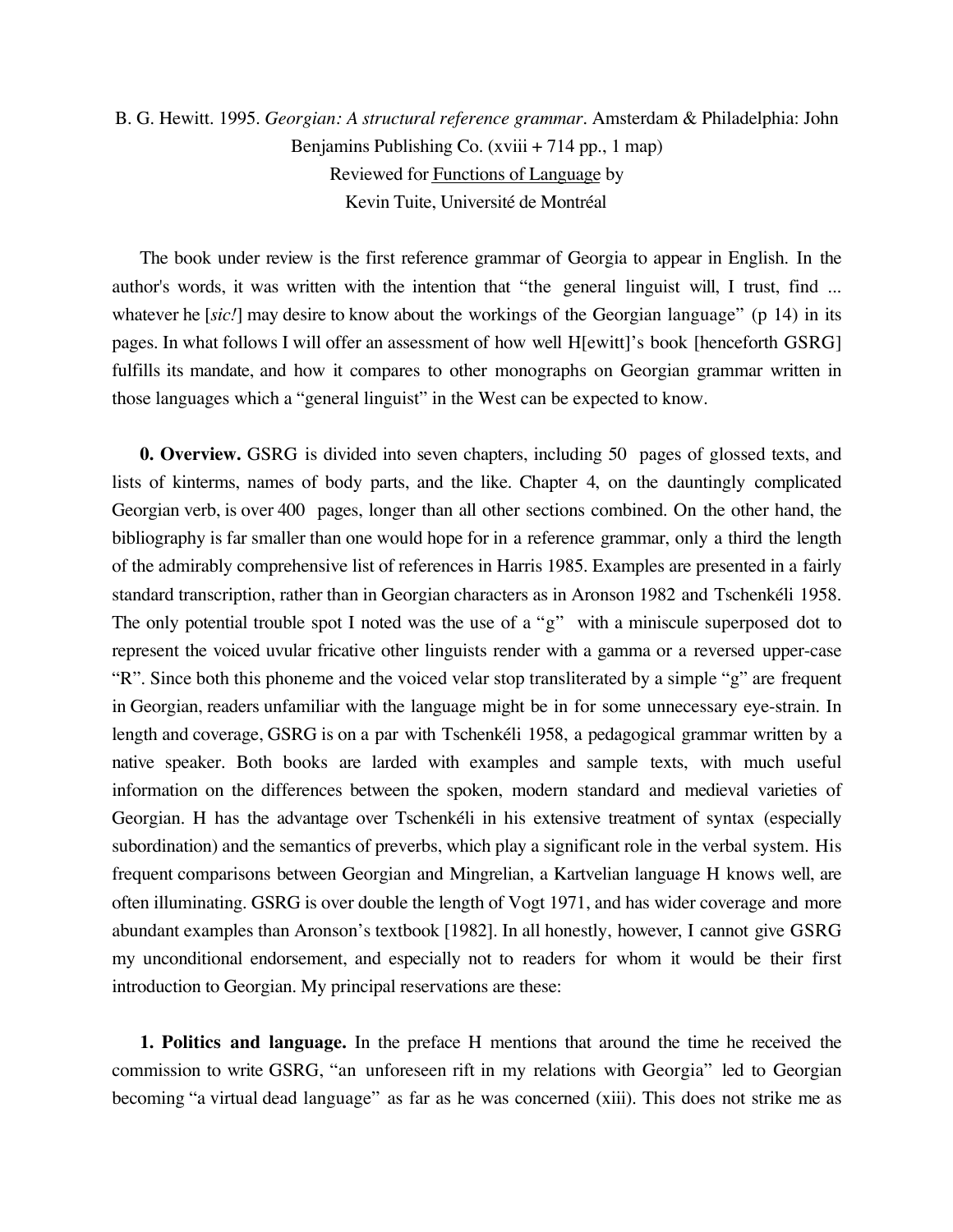B. G. Hewitt. 1995. *Georgian: A structural reference grammar*. Amsterdam & Philadelphia: John Benjamins Publishing Co. (xviii + 714 pp., 1 map)
Reviewed for Functions of Language by
Kevin Tuite, Université de Montréal

The book under review is the first reference grammar of Georgia to appear in English. In the author's words, it was written with the intention that "the general linguist will, I trust, find ... whatever he [*sic!*] may desire to know about the workings of the Georgian language" (p 14) in its pages. In what follows I will offer an assessment of how well H[ewitt]'s book [henceforth GSRG] fulfills its mandate, and how it compares to other monographs on Georgian grammar written in those languages which a "general linguist" in the West can be expected to know.

**0. Overview.** GSRG is divided into seven chapters, including 50 pages of glossed texts, and lists of kinterms, names of body parts, and the like. Chapter 4, on the dauntingly complicated Georgian verb, is over 400 pages, longer than all other sections combined. On the other hand, the bibliography is far smaller than one would hope for in a reference grammar, only a third the length of the admirably comprehensive list of references in Harris 1985. Examples are presented in a fairly standard transcription, rather than in Georgian characters as in Aronson 1982 and Tschenkéli 1958. The only potential trouble spot I noted was the use of a "g" with a miniscule superposed dot to represent the voiced uvular fricative other linguists render with a gamma or a reversed upper-case "R". Since both this phoneme and the voiced velar stop transliterated by a simple "g" are frequent in Georgian, readers unfamiliar with the language might be in for some unnecessary eye-strain. In length and coverage, GSRG is on a par with Tschenkéli 1958, a pedagogical grammar written by a native speaker. Both books are larded with examples and sample texts, with much useful information on the differences between the spoken, modern standard and medieval varieties of Georgian. H has the advantage over Tschenkéli in his extensive treatment of syntax (especially subordination) and the semantics of preverbs, which play a significant role in the verbal system. His frequent comparisons between Georgian and Mingrelian, a Kartvelian language H knows well, are often illuminating. GSRG is over double the length of Vogt 1971, and has wider coverage and more abundant examples than Aronson's textbook [1982]. In all honestly, however, I cannot give GSRG my unconditional endorsement, and especially not to readers for whom it would be their first introduction to Georgian. My principal reservations are these:

**1. Politics and language.** In the preface H mentions that around the time he received the commission to write GSRG, "an unforeseen rift in my relations with Georgia" led to Georgian becoming "a virtual dead language" as far as he was concerned (xiii). This does not strike me as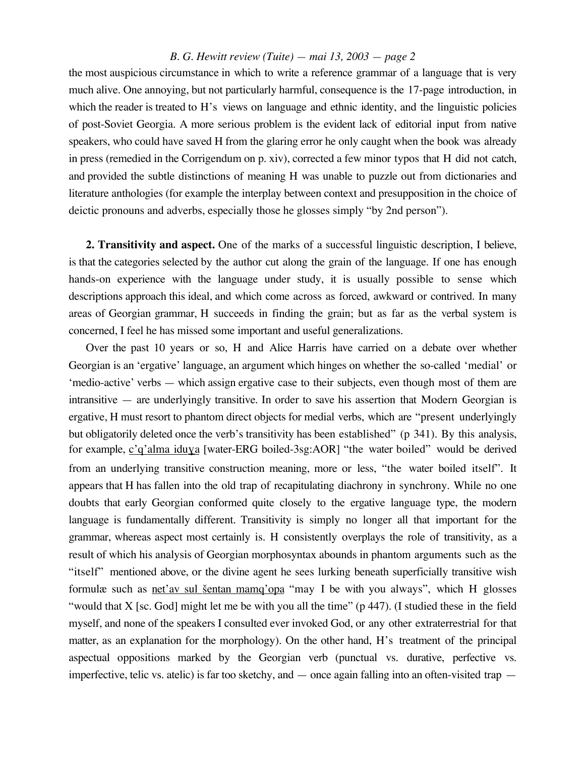the most auspicious circumstance in which to write a reference grammar of a language that is very much alive. One annoying, but not particularly harmful, consequence is the 17-page introduction, in which the reader is treated to H's views on language and ethnic identity, and the linguistic policies of post-Soviet Georgia. A more serious problem is the evident lack of editorial input from native speakers, who could have saved H from the glaring error he only caught when the book was already in press (remedied in the Corrigendum on p. xiv), corrected a few minor typos that H did not catch, and provided the subtle distinctions of meaning H was unable to puzzle out from dictionaries and literature anthologies (for example the interplay between context and presupposition in the choice of deictic pronouns and adverbs, especially those he glosses simply "by 2nd person").

**2. Transitivity and aspect.** One of the marks of a successful linguistic description, I believe, is that the categories selected by the author cut along the grain of the language. If one has enough hands-on experience with the language under study, it is usually possible to sense which descriptions approach this ideal, and which come across as forced, awkward or contrived. In many areas of Georgian grammar, H succeeds in finding the grain; but as far as the verbal system is concerned, I feel he has missed some important and useful generalizations.

Over the past 10 years or so, H and Alice Harris have carried on a debate over whether Georgian is an 'ergative' language, an argument which hinges on whether the so-called 'medial' or 'medio-active' verbs — which assign ergative case to their subjects, even though most of them are intransitive — are underlyingly transitive. In order to save his assertion that Modern Georgian is ergative, H must resort to phantom direct objects for medial verbs, which are "present underlyingly but obligatorily deleted once the verb's transitivity has been established" (p 341). By this analysis, for example, <u>c'q'alma iduɣa</u> [water-ERG boiled-3sg:AOR] "the water boiled" would be derived from an underlying transitive construction meaning, more or less, "the water boiled itself". It appears that H has fallen into the old trap of recapitulating diachrony in synchrony. While no one doubts that early Georgian conformed quite closely to the ergative language type, the modern language is fundamentally different. Transitivity is simply no longer all that important for the grammar, whereas aspect most certainly is. H consistently overplays the role of transitivity, as a result of which his analysis of Georgian morphosyntax abounds in phantom arguments such as the "itself" mentioned above, or the divine agent he sees lurking beneath superficially transitive wish formulæ such as <u>net'av sul šentan mamq'opa</u> "may I be with you always", which H glosses "would that X [sc. God] might let me be with you all the time" (p 447). (I studied these in the field myself, and none of the speakers I consulted ever invoked God, or any other extraterrestrial for that matter, as an explanation for the morphology). On the other hand, H's treatment of the principal aspectual oppositions marked by the Georgian verb (punctual vs. durative, perfective vs. imperfective, telic vs. atelic) is far too sketchy, and — once again falling into an often-visited trap —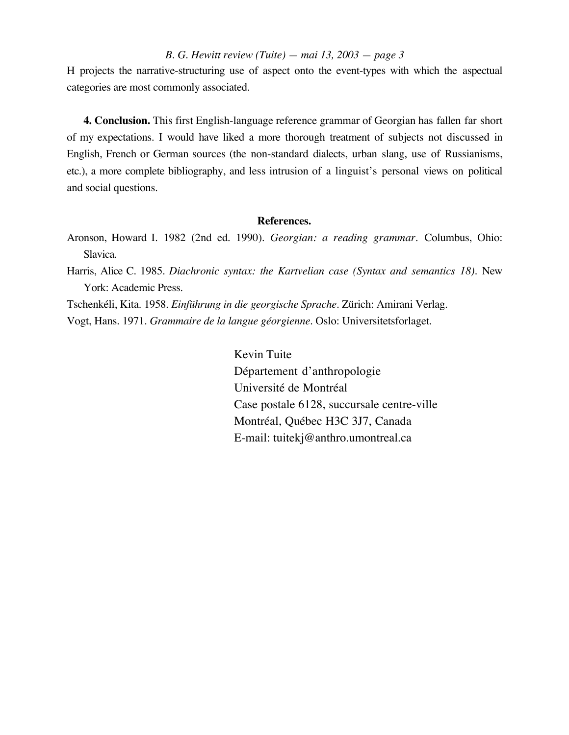H projects the narrative-structuring use of aspect onto the event-types with which the aspectual categories are most commonly associated.

**4. Conclusion.** This first English-language reference grammar of Georgian has fallen far short of my expectations. I would have liked a more thorough treatment of subjects not discussed in English, French or German sources (the non-standard dialects, urban slang, use of Russianisms, etc.), a more complete bibliography, and less intrusion of a linguist's personal views on political and social questions.

## References.

Aronson, Howard I. 1982 (2nd ed. 1990). *Georgian: a reading grammar*. Columbus, Ohio: Slavica.

Harris, Alice C. 1985. *Diachronic syntax: the Kartvelian case (Syntax and semantics 18)*. New York: Academic Press.

Tschenkéli, Kita. 1958. *Einführung in die georgische Sprache*. Zürich: Amirani Verlag.

Vogt, Hans. 1971. *Grammaire de la langue géorgienne*. Oslo: Universitetsforlaget.

Kevin Tuite
Département d'anthropologie
Université de Montréal
Case postale 6128, succursale centre-ville
Montréal, Québec H3C 3J7, Canada
E-mail: tuitekj@anthro.umontreal.ca